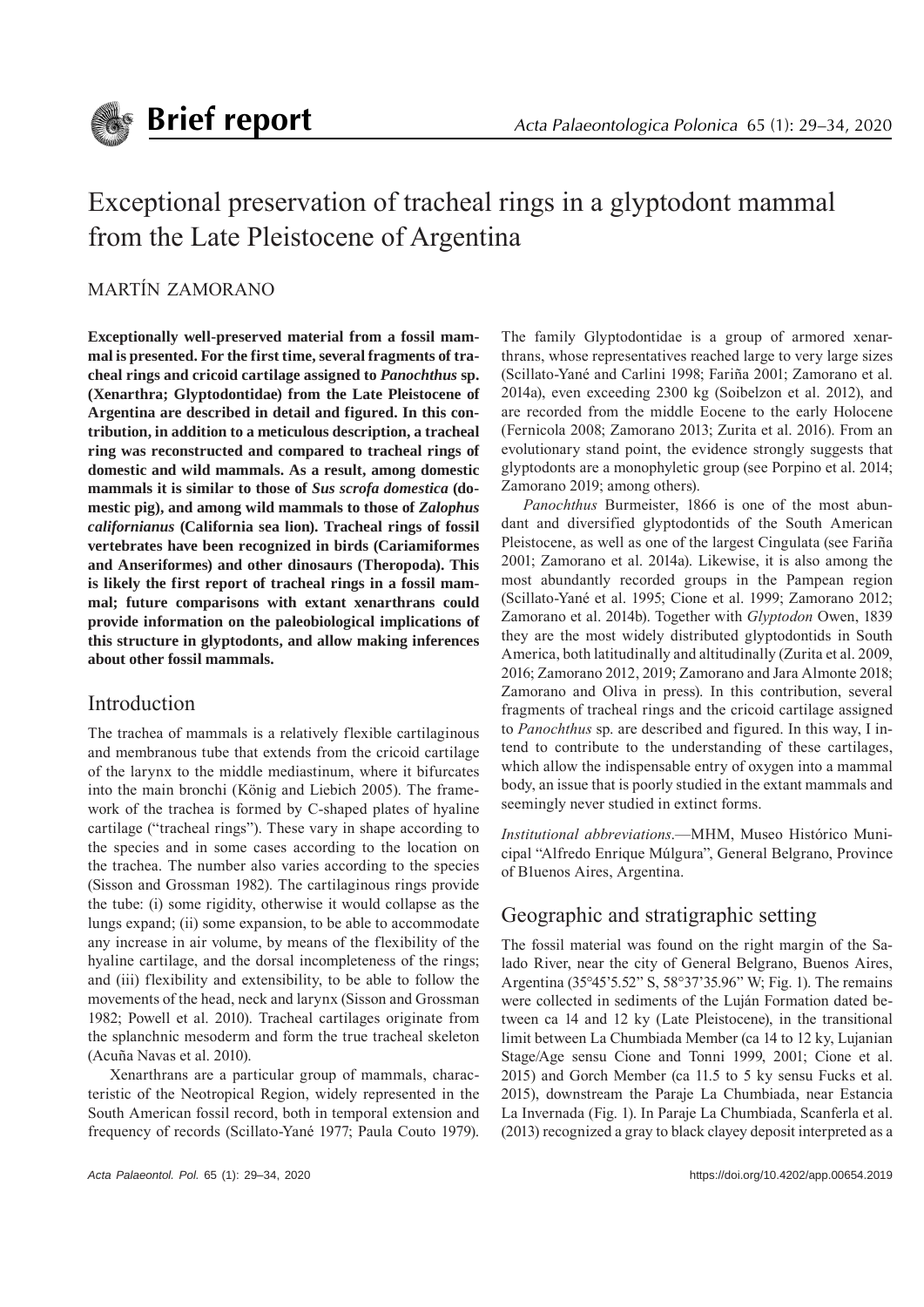# Exceptional preservation of tracheal rings in a glyptodont mammal from the Late Pleistocene of Argentina

MARTÍN ZAMORANO

**Exceptionally well-preserved material from a fossil mammal is presented. For the first time, several fragments of tracheal rings and cricoid cartilage assigned to *Panochthus* sp. (Xenarthra; Glyptodontidae) from the Late Pleistocene of Argentina are described in detail and figured. In this contribution, in addition to a meticulous description, a tracheal ring was reconstructed and compared to tracheal rings of domestic and wild mammals. As a result, among domestic mammals it is similar to those of *Sus scrofa domestica* (domestic pig), and among wild mammals to those of *Zalophus californianus* (California sea lion). Tracheal rings of fossil vertebrates have been recognized in birds (Cariamiformes and Anseriformes) and other dinosaurs (Theropoda). This is likely the first report of tracheal rings in a fossil mammal; future comparisons with extant xenarthrans could provide information on the paleobiological implications of this structure in glyptodonts, and allow making inferences about other fossil mammals.**

## Introduction

The trachea of mammals is a relatively flexible cartilaginous and membranous tube that extends from the cricoid cartilage of the larynx to the middle mediastinum, where it bifurcates into the main bronchi (König and Liebich 2005). The framework of the trachea is formed by C-shaped plates of hyaline cartilage ("tracheal rings"). These vary in shape according to the species and in some cases according to the location on the trachea. The number also varies according to the species (Sisson and Grossman 1982). The cartilaginous rings provide the tube: (i) some rigidity, otherwise it would collapse as the lungs expand; (ii) some expansion, to be able to accommodate any increase in air volume, by means of the flexibility of the hyaline cartilage, and the dorsal incompleteness of the rings; and (iii) flexibility and extensibility, to be able to follow the movements of the head, neck and larynx (Sisson and Grossman 1982; Powell et al. 2010). Tracheal cartilages originate from the splanchnic mesoderm and form the true tracheal skeleton (Acuña Navas et al. 2010).

Xenarthrans are a particular group of mammals, characteristic of the Neotropical Region, widely represented in the South American fossil record, both in temporal extension and frequency of records (Scillato-Yané 1977; Paula Couto 1979). The family Glyptodontidae is a group of armored xenarthrans, whose representatives reached large to very large sizes (Scillato-Yané and Carlini 1998; Fariña 2001; Zamorano et al. 2014a), even exceeding 2300 kg (Soibelzon et al. 2012), and are recorded from the middle Eocene to the early Holocene (Fernicola 2008; Zamorano 2013; Zurita et al. 2016). From an evolutionary stand point, the evidence strongly suggests that glyptodonts are a monophyletic group (see Porpino et al. 2014; Zamorano 2019; among others).

*Panochthus* Burmeister, 1866 is one of the most abundant and diversified glyptodontids of the South American Pleistocene, as well as one of the largest Cingulata (see Fariña 2001; Zamorano et al. 2014a). Likewise, it is also among the most abundantly recorded groups in the Pampean region (Scillato-Yané et al. 1995; Cione et al. 1999; Zamorano 2012; Zamorano et al. 2014b). Together with *Glyptodon* Owen, 1839 they are the most widely distributed glyptodontids in South America, both latitudinally and altitudinally (Zurita et al. 2009, 2016; Zamorano 2012, 2019; Zamorano and Jara Almonte 2018; Zamorano and Oliva in press). In this contribution, several fragments of tracheal rings and the cricoid cartilage assigned to *Panochthus* sp. are described and figured. In this way, I intend to contribute to the understanding of these cartilages, which allow the indispensable entry of oxygen into a mammal body, an issue that is poorly studied in the extant mammals and seemingly never studied in extinct forms.

*Institutional abbreviations*.—MHM, Museo Histórico Municipal "Alfredo Enrique Múlgura", General Belgrano, Province of B1uenos Aires, Argentina.

## Geographic and stratigraphic setting

The fossil material was found on the right margin of the Salado River, near the city of General Belgrano, Buenos Aires, Argentina (35°45'5.52" S, 58°37'35.96" W; Fig. 1). The remains were collected in sediments of the Luján Formation dated between ca 14 and 12 ky (Late Pleistocene), in the transitional limit between La Chumbiada Member (ca 14 to 12 ky, Lujanian Stage/Age sensu Cione and Tonni 1999, 2001; Cione et al. 2015) and Gorch Member (ca 11.5 to 5 ky sensu Fucks et al. 2015), downstream the Paraje La Chumbiada, near Estancia La Invernada (Fig. 1). In Paraje La Chumbiada, Scanferla et al. (2013) recognized a gray to black clayey deposit interpreted as a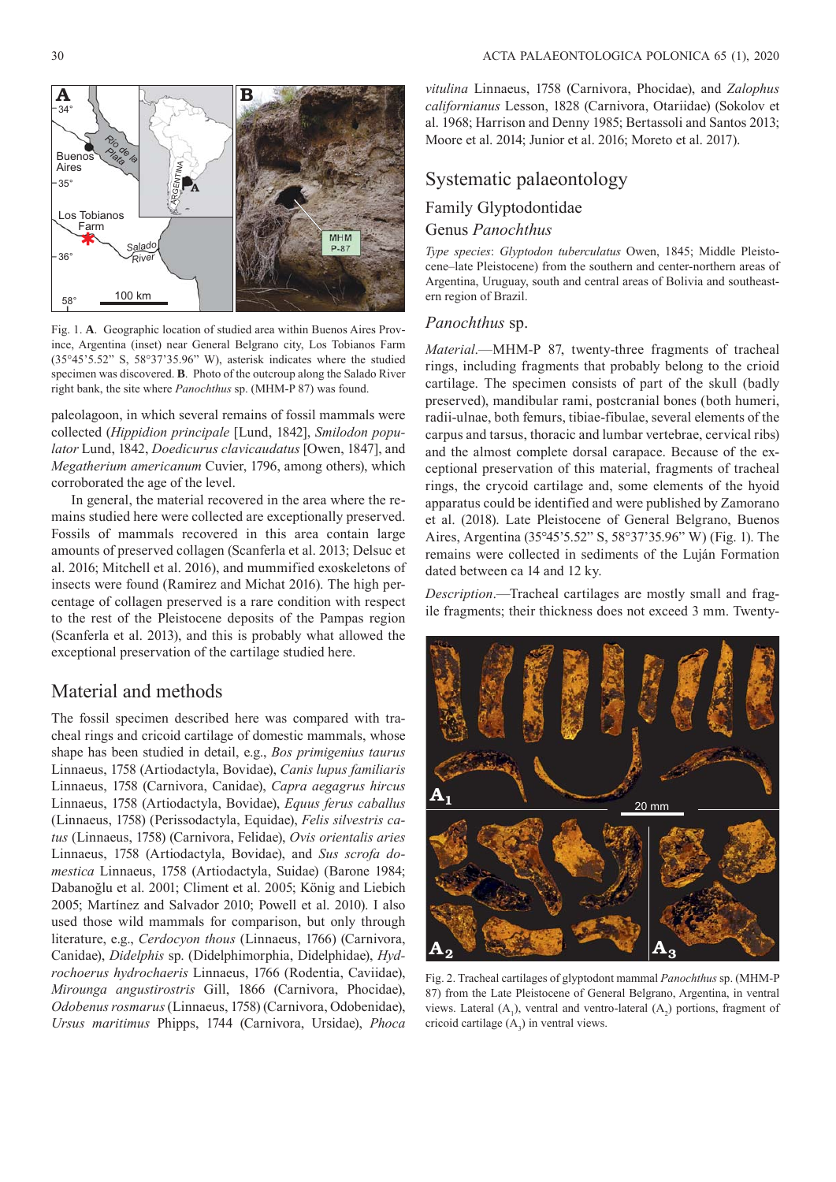Fig. 1. **A**. Geographic location of studied area within Buenos Aires Province, Argentina (inset) near General Belgrano city, Los Tobianos Farm (35°45'5.52" S, 58°37'35.96" W), asterisk indicates where the studied specimen was discovered. **B**. Photo of the outcrop along the Salado River right bank, the site where *Panochthus* sp. (MHM-P 87) was found.

paleolagoon, in which several remains of fossil mammals were collected (*Hippidion principale* [Lund, 1842], *Smilodon populator* Lund, 1842, *Doedicurus clavicaudatus* [Owen, 1847], and *Megatherium americanum* Cuvier, 1796, among others), which corroborated the age of the level.

In general, the material recovered in the area where the remains studied here were collected are exceptionally preserved. Fossils of mammals recovered in this area contain large amounts of preserved collagen (Scanferla et al. 2013; Delsuc et al. 2016; Mitchell et al. 2016), and mummified exoskeletons of insects were found (Ramirez and Michat 2016). The high percentage of collagen preserved is a rare condition with respect to the rest of the Pleistocene deposits of the Pampas region (Scanferla et al. 2013), and this is probably what allowed the exceptional preservation of the cartilage studied here.

## Material and methods

The fossil specimen described here was compared with tracheal rings and cricoid cartilage of domestic mammals, whose shape has been studied in detail, e.g., *Bos primigenius taurus* Linnaeus, 1758 (Artiodactyla, Bovidae), *Canis lupus familiaris* Linnaeus, 1758 (Carnivora, Canidae), *Capra aegagrus hircus* Linnaeus, 1758 (Artiodactyla, Bovidae), *Equus ferus caballus* (Linnaeus, 1758) (Perissodactyla, Equidae), *Felis silvestris catus* (Linnaeus, 1758) (Carnivora, Felidae), *Ovis orientalis aries* Linnaeus, 1758 (Artiodactyla, Bovidae), and *Sus scrofa domestica* Linnaeus, 1758 (Artiodactyla, Suidae) (Barone 1984; Dabanoğlu et al. 2001; Climent et al. 2005; König and Liebich 2005; Martínez and Salvador 2010; Powell et al. 2010). I also used those wild mammals for comparison, but only through literature, e.g., *Cerdocyon thous* (Linnaeus, 1766) (Carnivora, Canidae), *Didelphis* sp. (Didelphimorphia, Didelphidae), *Hydrochoerus hydrochaeris* Linnaeus, 1766 (Rodentia, Caviidae), *Mirounga angustirostris* Gill, 1866 (Carnivora, Phocidae), *Odobenus rosmarus* (Linnaeus, 1758) (Carnivora, Odobenidae), *Ursus maritimus* Phipps, 1744 (Carnivora, Ursidae), *Phoca vitulina* Linnaeus, 1758 (Carnivora, Phocidae), and *Zalophus californianus* Lesson, 1828 (Carnivora, Otariidae) (Sokolov et al. 1968; Harrison and Denny 1985; Bertassoli and Santos 2013; Moore et al. 2014; Junior et al. 2016; Moreto et al. 2017).

## Systematic palaeontology

### Family Glyptodontidae

### Genus *Panochthus*

*Type species*: *Glyptodon tuberculatus* Owen, 1845; Middle Pleistocene–late Pleistocene) from the southern and center-northern areas of Argentina, Uruguay, south and central areas of Bolivia and southeastern region of Brazil.

### *Panochthus* sp.

*Material*.—MHM-P 87, twenty-three fragments of tracheal rings, including fragments that probably belong to the crioid cartilage. The specimen consists of part of the skull (badly preserved), mandibular rami, postcranial bones (both humeri, radii-ulnae, both femurs, tibiae-fibulae, several elements of the carpus and tarsus, thoracic and lumbar vertebrae, cervical ribs) and the almost complete dorsal carapace. Because of the exceptional preservation of this material, fragments of tracheal rings, the crycoid cartilage and, some elements of the hyoid apparatus could be identified and were published by Zamorano et al. (2018). Late Pleistocene of General Belgrano, Buenos Aires, Argentina (35°45'5.52" S, 58°37'35.96" W) (Fig. 1). The remains were collected in sediments of the Luján Formation dated between ca 14 and 12 ky.

*Description*.—Tracheal cartilages are mostly small and fragile fragments; their thickness does not exceed 3 mm. Twenty-

Fig. 2. Tracheal cartilages of glyptodont mammal *Panochthus* sp. (MHM-P 87) from the Late Pleistocene of General Belgrano, Argentina, in ventral views. Lateral ($A_1$), ventral and ventro-lateral ($A_2$) portions, fragment of cricoid cartilage ($A_3$) in ventral views.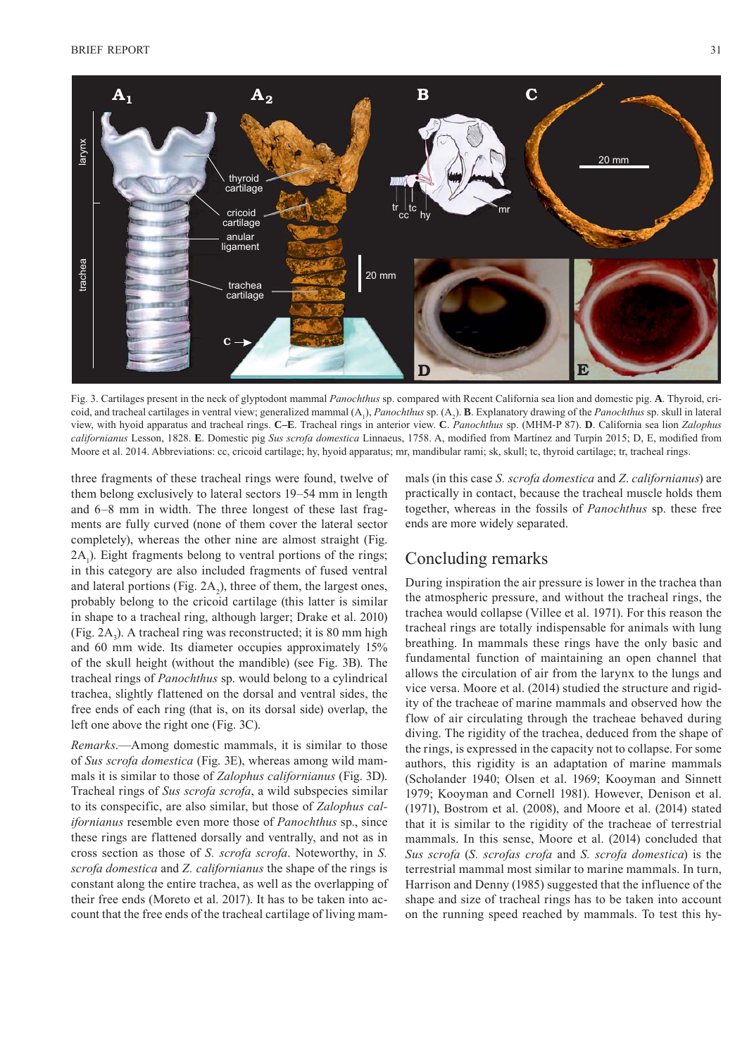Fig. 3. Cartilages present in the neck of glyptodont mammal *Panochthus* sp. compared with Recent California sea lion and domestic pig. **A**. Thyroid, cricoid, and tracheal cartilages in ventral view; generalized mammal ($A_1$), *Panochthus* sp. ($A_2$). **B**. Explanatory drawing of the *Panochthus* sp. skull in lateral view, with hyoid apparatus and tracheal rings. **C–E**. Tracheal rings in anterior view. **C**. *Panochthus* sp. (MHM-P 87). **D**. California sea lion *Zalophus californianus* Lesson, 1828. **E**. Domestic pig *Sus scrofa domestica* Linnaeus, 1758. A, modified from Martínez and Turpín 2015; D, E, modified from Moore et al. 2014. Abbreviations: cc, cricoid cartilage; hy, hyoid apparatus; mr, mandibular rami; sk, skull; tc, thyroid cartilage; tr, tracheal rings.

three fragments of these tracheal rings were found, twelve of them belong exclusively to lateral sectors 19–54 mm in length and 6–8 mm in width. The three longest of these last fragments are fully curved (none of them cover the lateral sector completely), whereas the other nine are almost straight (Fig. $2A_1$). Eight fragments belong to ventral portions of the rings; in this category are also included fragments of fused ventral and lateral portions (Fig. $2A_2$), three of them, the largest ones, probably belong to the cricoid cartilage (this latter is similar in shape to a tracheal ring, although larger; Drake et al. 2010) (Fig. $2A_3$). A tracheal ring was reconstructed; it is 80 mm high and 60 mm wide. Its diameter occupies approximately 15% of the skull height (without the mandible) (see Fig. 3B). The tracheal rings of *Panochthus* sp. would belong to a cylindrical trachea, slightly flattened on the dorsal and ventral sides, the free ends of each ring (that is, on its dorsal side) overlap, the left one above the right one (Fig. 3C).

*Remarks*.—Among domestic mammals, it is similar to those of *Sus scrofa domestica* (Fig. 3E), whereas among wild mammals it is similar to those of *Zalophus californianus* (Fig. 3D). Tracheal rings of *Sus scrofa scrofa*, a wild subspecies similar to its conspecific, are also similar, but those of *Zalophus californianus* resemble even more those of *Panochthus* sp., since these rings are flattened dorsally and ventrally, and not as in cross section as those of *S. scrofa scrofa*. Noteworthy, in *S. scrofa domestica* and *Z. californianus* the shape of the rings is constant along the entire trachea, as well as the overlapping of their free ends (Moreto et al. 2017). It has to be taken into account that the free ends of the tracheal cartilage of living mammals (in this case *S. scrofa domestica* and *Z. californianus*) are practically in contact, because the tracheal muscle holds them together, whereas in the fossils of *Panochthus* sp. these free ends are more widely separated.

## Concluding remarks

During inspiration the air pressure is lower in the trachea than the atmospheric pressure, and without the tracheal rings, the trachea would collapse (Villee et al. 1971). For this reason the tracheal rings are totally indispensable for animals with lung breathing. In mammals these rings have the only basic and fundamental function of maintaining an open channel that allows the circulation of air from the larynx to the lungs and vice versa. Moore et al. (2014) studied the structure and rigidity of the tracheae of marine mammals and observed how the flow of air circulating through the tracheae behaved during diving. The rigidity of the trachea, deduced from the shape of the rings, is expressed in the capacity not to collapse. For some authors, this rigidity is an adaptation of marine mammals (Scholander 1940; Olsen et al. 1969; Kooyman and Sinnett 1979; Kooyman and Cornell 1981). However, Denison et al. (1971), Bostrom et al. (2008), and Moore et al. (2014) stated that it is similar to the rigidity of the tracheae of terrestrial mammals. In this sense, Moore et al. (2014) concluded that *Sus scrofa* (*S. scrofas crofa* and *S. scrofa domestica*) is the terrestrial mammal most similar to marine mammals. In turn, Harrison and Denny (1985) suggested that the influence of the shape and size of tracheal rings has to be taken into account on the running speed reached by mammals. To test this hy-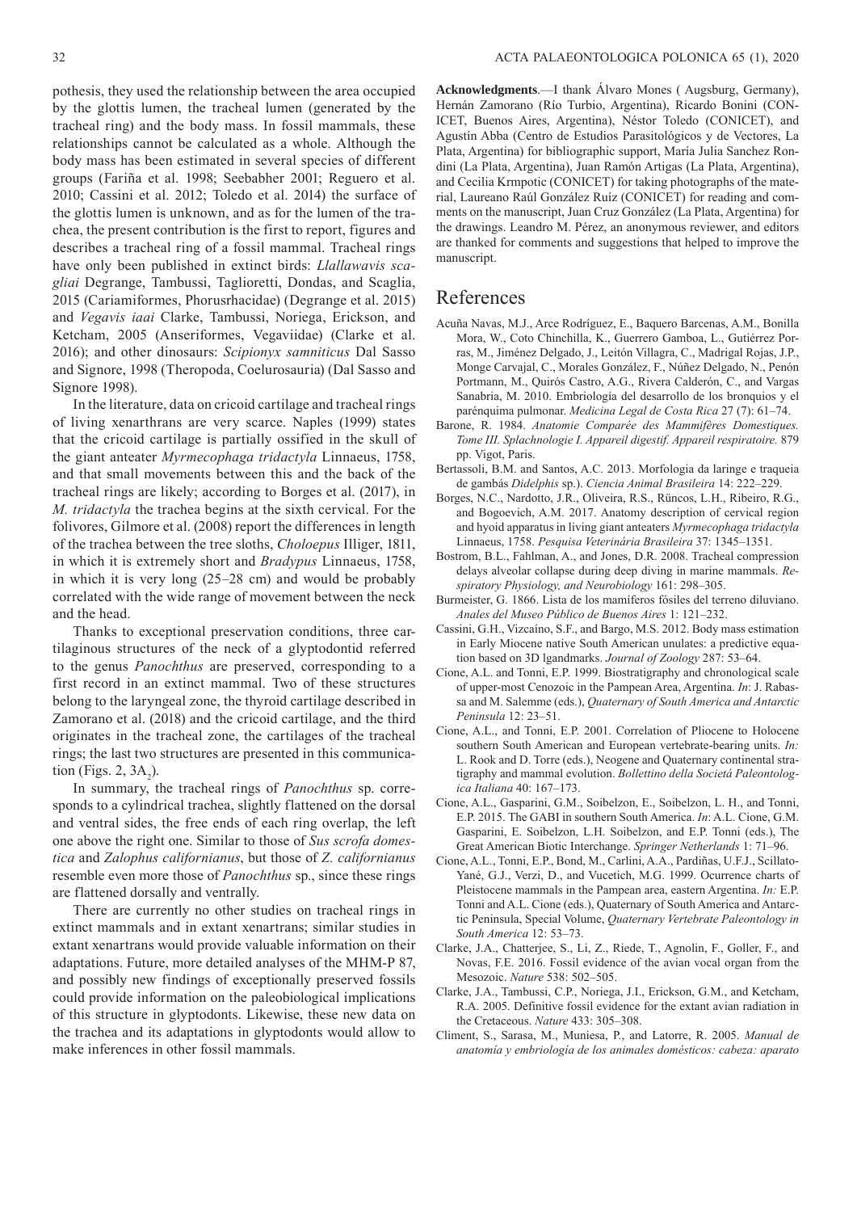pothesis, they used the relationship between the area occupied by the glottis lumen, the tracheal lumen (generated by the tracheal ring) and the body mass. In fossil mammals, these relationships cannot be calculated as a whole. Although the body mass has been estimated in several species of different groups (Fariña et al. 1998; Seebabher 2001; Reguero et al. 2010; Cassini et al. 2012; Toledo et al. 2014) the surface of the glottis lumen is unknown, and as for the lumen of the trachea, the present contribution is the first to report, figures and describes a tracheal ring of a fossil mammal. Tracheal rings have only been published in extinct birds: *Llallawavis scagliai* Degrange, Tambussi, Taglioretti, Dondas, and Scaglia, 2015 (Cariamiformes, Phorusrhacidae) (Degrange et al. 2015) and *Vegavis iaai* Clarke, Tambussi, Noriega, Erickson, and Ketcham, 2005 (Anseriformes, Vegaviidae) (Clarke et al. 2016); and other dinosaurs: *Scipionyx samniticus* Dal Sasso and Signore, 1998 (Theropoda, Coelurosauria) (Dal Sasso and Signore 1998).

In the literature, data on cricoid cartilage and tracheal rings of living xenarthrans are very scarce. Naples (1999) states that the cricoid cartilage is partially ossified in the skull of the giant anteater *Myrmecophaga tridactyla* Linnaeus, 1758, and that small movements between this and the back of the tracheal rings are likely; according to Borges et al. (2017), in *M. tridactyla* the trachea begins at the sixth cervical. For the folivores, Gilmore et al. (2008) report the differences in length of the trachea between the tree sloths, *Choloepus* Illiger, 1811, in which it is extremely short and *Bradypus* Linnaeus, 1758, in which it is very long (25–28 cm) and would be probably correlated with the wide range of movement between the neck and the head.

Thanks to exceptional preservation conditions, three cartilaginous structures of the neck of a glyptodontid referred to the genus *Panochthus* are preserved, corresponding to a first record in an extinct mammal. Two of these structures belong to the laryngeal zone, the thyroid cartilage described in Zamorano et al. (2018) and the cricoid cartilage, and the third originates in the tracheal zone, the cartilages of the tracheal rings; the last two structures are presented in this communication (Figs. 2, 3$A_2$).

In summary, the tracheal rings of *Panochthus* sp. corresponds to a cylindrical trachea, slightly flattened on the dorsal and ventral sides, the free ends of each ring overlap, the left one above the right one. Similar to those of *Sus scrofa domestica* and *Zalophus californianus*, but those of *Z. californianus* resemble even more those of *Panochthus* sp., since these rings are flattened dorsally and ventrally.

There are currently no other studies on tracheal rings in extinct mammals and in extant xenartrans; similar studies in extant xenartrans would provide valuable information on their adaptations. Future, more detailed analyses of the MHM-P 87, and possibly new findings of exceptionally preserved fossils could provide information on the paleobiological implications of this structure in glyptodonts. Likewise, these new data on the trachea and its adaptations in glyptodonts would allow to make inferences in other fossil mammals.

**Acknowledgments**.—I thank Álvaro Mones ( Augsburg, Germany), Hernán Zamorano (Río Turbio, Argentina), Ricardo Bonini (CONICET, Buenos Aires, Argentina), Néstor Toledo (CONICET), and Agustín Abba (Centro de Estudios Parasitológicos y de Vectores, La Plata, Argentina) for bibliographic support, María Julia Sanchez Rondini (La Plata, Argentina), Juan Ramón Artigas (La Plata, Argentina), and Cecilia Krmpotic (CONICET) for taking photographs of the material, Laureano Raúl González Ruíz (CONICET) for reading and comments on the manuscript, Juan Cruz González (La Plata, Argentina) for the drawings. Leandro M. Pérez, an anonymous reviewer, and editors are thanked for comments and suggestions that helped to improve the manuscript.

## References

Acuña Navas, M.J., Arce Rodríguez, E., Baquero Barcenas, A.M., Bonilla Mora, W., Coto Chinchilla, K., Guerrero Gamboa, L., Gutiérrez Porras, M., Jiménez Delgado, J., Leitón Villagra, C., Madrigal Rojas, J.P., Monge Carvajal, C., Morales González, F., Núñez Delgado, N., Penón Portmann, M., Quirós Castro, A.G., Rivera Calderón, C., and Vargas Sanabria, M. 2010. Embriología del desarrollo de los bronquios y el parénquima pulmonar. *Medicina Legal de Costa Rica* 27 (7): 61–74.

Barone, R. 1984. *Anatomie Comparée des Mammifères Domestiques. Tome III. Splachnologie I. Appareil digestif. Appareil respiratoire.* 879 pp. Vigot, Paris.

Bertassoli, B.M. and Santos, A.C. 2013. Morfologia da laringe e traqueia de gambás *Didelphis* sp.). *Ciencia Animal Brasileira* 14: 222–229.

Borges, N.C., Nardotto, J.R., Oliveira, R.S., Rüncos, L.H., Ribeiro, R.G., and Bogoevich, A.M. 2017. Anatomy description of cervical region and hyoid apparatus in living giant anteaters *Myrmecophaga tridactyla* Linnaeus, 1758. *Pesquisa Veterinária Brasileira* 37: 1345–1351.

Bostrom, B.L., Fahlman, A., and Jones, D.R. 2008. Tracheal compression delays alveolar collapse during deep diving in marine mammals. *Respiratory Physiology, and Neurobiology* 161: 298–305.

Burmeister, G. 1866. Lista de los mamíferos fósiles del terreno diluviano. *Anales del Museo Público de Buenos Aires* 1: 121–232.

Cassini, G.H., Vizcaíno, S.F., and Bargo, M.S. 2012. Body mass estimation in Early Miocene native South American unulates: a predictive equation based on 3D lgandmarks. *Journal of Zoology* 287: 53–64.

Cione, A.L. and Tonni, E.P. 1999. Biostratigraphy and chronological scale of upper-most Cenozoic in the Pampean Area, Argentina. *In*: J. Rabassa and M. Salemme (eds.), *Quaternary of South America and Antarctic Peninsula* 12: 23–51.

Cione, A.L., and Tonni, E.P. 2001. Correlation of Pliocene to Holocene southern South American and European vertebrate-bearing units. *In:* L. Rook and D. Torre (eds.), Neogene and Quaternary continental stratigraphy and mammal evolution. *Bollettino della Societá Paleontologica Italiana* 40: 167–173.

Cione, A.L., Gasparini, G.M., Soibelzon, E., Soibelzon, L. H., and Tonni, E.P. 2015. The GABI in southern South America. *In*: A.L. Cione, G.M. Gasparini, E. Soibelzon, L.H. Soibelzon, and E.P. Tonni (eds.), The Great American Biotic Interchange. *Springer Netherlands* 1: 71–96.

Cione, A.L., Tonni, E.P., Bond, M., Carlini, A.A., Pardiñas, U.F.J., Scillato-Yané, G.J., Verzi, D., and Vucetich, M.G. 1999. Ocurrence charts of Pleistocene mammals in the Pampean area, eastern Argentina. *In:* E.P. Tonni and A.L. Cione (eds.), Quaternary of South America and Antarctic Peninsula, Special Volume, *Quaternary Vertebrate Paleontology in South America* 12: 53–73.

Clarke, J.A., Chatterjee, S., Li, Z., Riede, T., Agnolin, F., Goller, F., and Novas, F.E. 2016. Fossil evidence of the avian vocal organ from the Mesozoic. *Nature* 538: 502–505.

Clarke, J.A., Tambussi, C.P., Noriega, J.I., Erickson, G.M., and Ketcham, R.A. 2005. Definitive fossil evidence for the extant avian radiation in the Cretaceous. *Nature* 433: 305–308.

Climent, S., Sarasa, M., Muniesa, P., and Latorre, R. 2005. *Manual de anatomía y embriología de los animales domésticos: cabeza: aparato*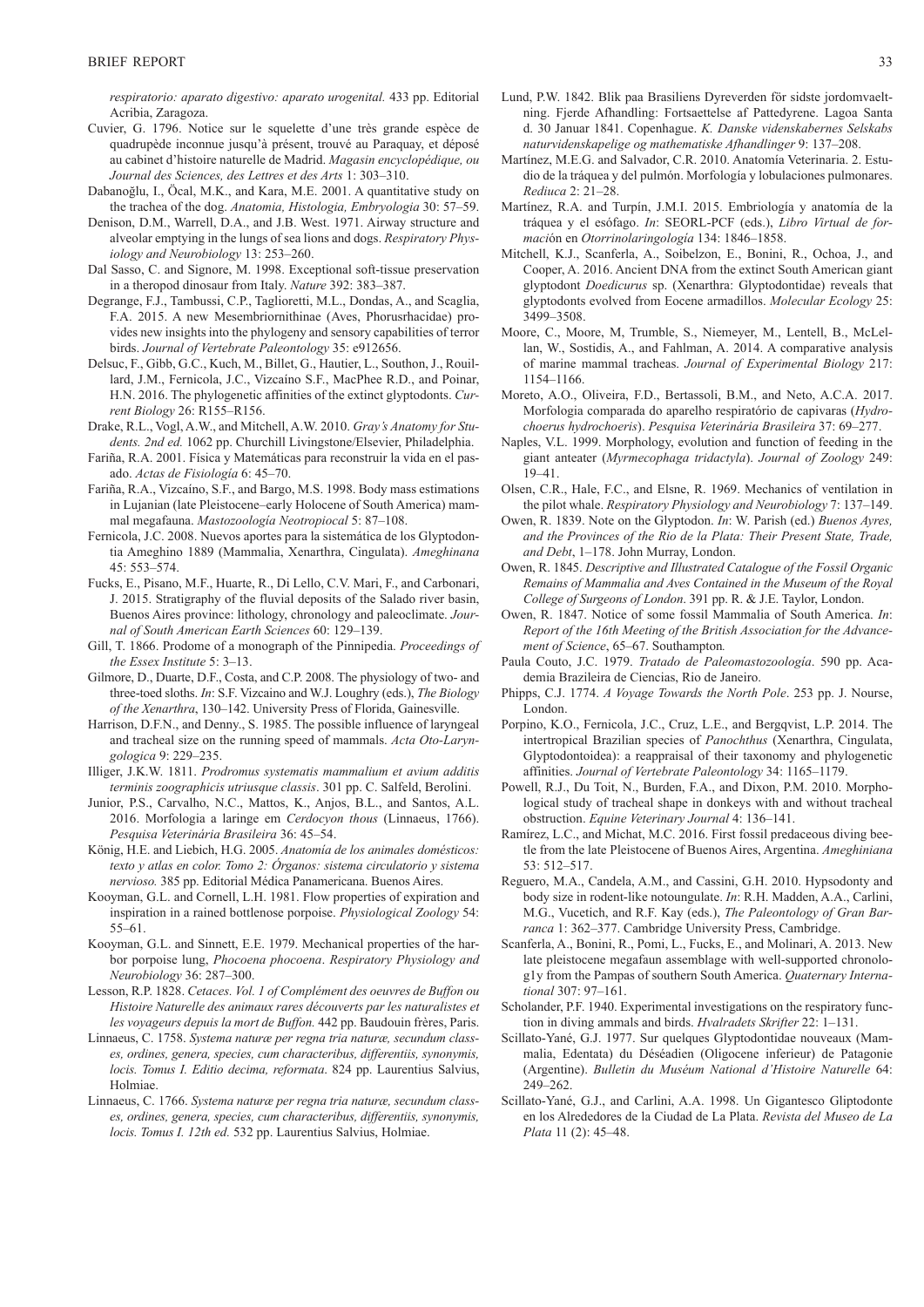*respiratorio: aparato digestivo: aparato urogenital.* 433 pp. Editorial Acribia, Zaragoza.

Cuvier, G. 1796. Notice sur le squelette d'une très grande espèce de quadrupède inconnue jusqu'à présent, trouvé au Paraquay, et déposé au cabinet d'histoire naturelle de Madrid. *Magasin encyclopédique, ou Journal des Sciences, des Lettres et des Arts* 1: 303–310.

Dabanoğlu, I., Öcal, M.K., and Kara, M.E. 2001. A quantitative study on the trachea of the dog. *Anatomia, Histologia, Embryologia* 30: 57–59.

Denison, D.M., Warrell, D.A., and J.B. West. 1971. Airway structure and alveolar emptying in the lungs of sea lions and dogs. *Respiratory Physiology and Neurobiology* 13: 253–260.

Dal Sasso, C. and Signore, M. 1998. Exceptional soft-tissue preservation in a theropod dinosaur from Italy. *Nature* 392: 383–387.

Degrange, F.J., Tambussi, C.P., Taglioretti, M.L., Dondas, A., and Scaglia, F.A. 2015. A new Mesembriornithinae (Aves, Phorusrhacidae) provides new insights into the phylogeny and sensory capabilities of terror birds. *Journal of Vertebrate Paleontology* 35: e912656.

Delsuc, F., Gibb, G.C., Kuch, M., Billet, G., Hautier, L., Southon, J., Rouillard, J.M., Fernicola, J.C., Vizcaíno S.F., MacPhee R.D., and Poinar, H.N. 2016. The phylogenetic affinities of the extinct glyptodonts. *Current Biology* 26: R155–R156.

Drake, R.L., Vogl, A.W., and Mitchell, A.W. 2010. *Gray's Anatomy for Students. 2nd ed.* 1062 pp. Churchill Livingstone/Elsevier, Philadelphia.

Fariña, R.A. 2001. Física y Matemáticas para reconstruir la vida en el pasado. *Actas de Fisiología* 6: 45–70.

Fariña, R.A., Vizcaíno, S.F., and Bargo, M.S. 1998. Body mass estimations in Lujanian (late Pleistocene–early Holocene of South America) mammal megafauna. *Mastozoología Neotropical* 5: 87–108.

Fernicola, J.C. 2008. Nuevos aportes para la sistemática de los Glyptodontia Ameghino 1889 (Mammalia, Xenarthra, Cingulata). *Ameghinana* 45: 553–574.

Fucks, E., Pisano, M.F., Huarte, R., Di Lello, C.V. Mari, F., and Carbonari, J. 2015. Stratigraphy of the fluvial deposits of the Salado river basin, Buenos Aires province: lithology, chronology and paleoclimate. *Journal of South American Earth Sciences* 60: 129–139.

Gill, T. 1866. Prodome of a monograph of the Pinnipedia. *Proceedings of the Essex Institute* 5: 3–13.

Gilmore, D., Duarte, D.F., Costa, and C.P. 2008. The physiology of two- and three-toed sloths. *In*: S.F. Vizcaíno and W.J. Loughry (eds.), *The Biology of the Xenarthra*, 130–142. University Press of Florida, Gainesville.

Harrison, D.F.N., and Denny., S. 1985. The possible influence of laryngeal and tracheal size on the running speed of mammals. *Acta Oto-Laryngologica* 9: 229–235.

Illiger, J.K.W. 1811. *Prodromus systematis mammalium et avium additis terminis zoographicis utriusque classis*. 301 pp. C. Salfeld, Berolini.

Junior, P.S., Carvalho, N.C., Mattos, K., Anjos, B.L., and Santos, A.L. 2016. Morfologia a laringe em *Cerdocyon thous* (Linnaeus, 1766). *Pesquisa Veterinária Brasileira* 36: 45–54.

König, H.E. and Liebich, H.G. 2005. *Anatomía de los animales domésticos: texto y atlas en color. Tomo 2: Órganos: sistema circulatorio y sistema nervioso.* 385 pp. Editorial Médica Panamericana. Buenos Aires.

Kooyman, G.L. and Cornell, L.H. 1981. Flow properties of expiration and inspiration in a rained bottlenose porpoise. *Physiological Zoology* 54: 55–61.

Kooyman, G.L. and Sinnett, E.E. 1979. Mechanical properties of the harbor porpoise lung, *Phocoena phocoena*. *Respiratory Physiology and Neurobiology* 36: 287–300.

Lesson, R.P. 1828. *Cetaces. Vol. 1 of Complément des oeuvres de Buffon ou Histoire Naturelle des animaux rares découverts par les naturalistes et les voyageurs depuis la mort de Buffon.* 442 pp. Baudouin frères, Paris.

Linnaeus, C. 1758. *Systema naturæ per regna tria naturæ, secundum classes, ordines, genera, species, cum characteribus, differentiis, synonymis, locis. Tomus I. Editio decima, reformata*. 824 pp. Laurentius Salvius, Holmiae.

Linnaeus, C. 1766. *Systema naturæ per regna tria naturæ, secundum classes, ordines, genera, species, cum characteribus, differentiis, synonymis, locis. Tomus I. 12th ed.* 532 pp. Laurentius Salvius, Holmiae.

Lund, P.W. 1842. Blik paa Brasiliens Dyreverden för sidste jordomvaeltning. Fjerde Afhandling: Fortsaettelse af Pattedyrene. Lagoa Santa d. 30 Januar 1841. Copenhague. *K. Danske videnskabernes Selskabs naturvidenskapelige og mathematiske Afhandlinger* 9: 137–208.

Martínez, M.E.G. and Salvador, C.R. 2010. Anatomía Veterinaria. 2. Estudio de la tráquea y del pulmón. Morfología y lobulaciones pulmonares. *Rediuca* 2: 21–28.

Martínez, R.A. and Turpín, J.M.I. 2015. Embriología y anatomía de la tráquea y el esófago. *In*: SEORL-PCF (eds.), *Libro Virtual de formación en Otorrinolaringología* 134: 1846–1858.

Mitchell, K.J., Scanferla, A., Soibelzon, E., Bonini, R., Ochoa, J., and Cooper, A. 2016. Ancient DNA from the extinct South American giant glyptodont *Doedicurus* sp. (Xenarthra: Glyptodontidae) reveals that glyptodonts evolved from Eocene armadillos. *Molecular Ecology* 25: 3499–3508.

Moore, C., Moore, M, Trumble, S., Niemeyer, M., Lentell, B., McLellan, W., Sostidis, A., and Fahlman, A. 2014. A comparative analysis of marine mammal tracheas. *Journal of Experimental Biology* 217: 1154–1166.

Moreto, A.O., Oliveira, F.D., Bertassoli, B.M., and Neto, A.C.A. 2017. Morfologia comparada do aparelho respiratório de capivaras (*Hydrochoerus hydrochoeris*). *Pesquisa Veterinária Brasileira* 37: 69–277.

Naples, V.L. 1999. Morphology, evolution and function of feeding in the giant anteater (*Myrmecophaga tridactyla*). *Journal of Zoology* 249: 19–41.

Olsen, C.R., Hale, F.C., and Elsne, R. 1969. Mechanics of ventilation in the pilot whale. *Respiratory Physiology and Neurobiology* 7: 137–149.

Owen, R. 1839. Note on the Glyptodon. *In*: W. Parish (ed.) *Buenos Ayres, and the Provinces of the Rio de la Plata: Their Present State, Trade, and Debt*, 1–178. John Murray, London.

Owen, R. 1845. *Descriptive and Illustrated Catalogue of the Fossil Organic Remains of Mammalia and Aves Contained in the Museum of the Royal College of Surgeons of London*. 391 pp. R. & J.E. Taylor, London.

Owen, R. 1847. Notice of some fossil Mammalia of South America. *In*: *Report of the 16th Meeting of the British Association for the Advancement of Science*, 65–67. Southampton.

Paula Couto, J.C. 1979. *Tratado de Paleomastozoologia*. 590 pp. Academia Brazileira de Ciencias, Rio de Janeiro.

Phipps, C.J. 1774. *A Voyage Towards the North Pole*. 253 pp. J. Nourse, London.

Porpino, K.O., Fernicola, J.C., Cruz, L.E., and Bergqvist, L.P. 2014. The intertropical Brazilian species of *Panochthus* (Xenarthra, Cingulata, Glyptodontoidea): a reappraisal of their taxonomy and phylogenetic affinities. *Journal of Vertebrate Paleontology* 34: 1165–1179.

Powell, R.J., Du Toit, N., Burden, F.A., and Dixon, P.M. 2010. Morphological study of tracheal shape in donkeys with and without tracheal obstruction. *Equine Veterinary Journal* 4: 136–141.

Ramírez, L.C., and Michat, M.C. 2016. First fossil predaceous diving beetle from the late Pleistocene of Buenos Aires, Argentina. *Ameghiniana* 53: 512–517.

Reguero, M.A., Candela, A.M., and Cassini, G.H. 2010. Hypsodonty and body size in rodent-like notoungulate. *In*: R.H. Madden, A.A., Carlini, M.G., Vucetich, and R.F. Kay (eds.), *The Paleontology of Gran Barranca* 1: 362–377. Cambridge University Press, Cambridge.

Scanferla, A., Bonini, R., Pomi, L., Fucks, E., and Molinari, A. 2013. New late pleistocene megafaun assemblage with well-supported chronologly from the Pampas of southern South America. *Quaternary International* 307: 97–161.

Scholander, P.F. 1940. Experimental investigations on the respiratory function in diving ammals and birds. *Hvalradets Skrifter* 22: 1–131.

Scillato-Yané, G.J. 1977. Sur quelques Glyptodontidae nouveaux (Mammalia, Edentata) du Déséadien (Oligocene inferieur) de Patagonie (Argentine). *Bulletin du Muséum National d'Histoire Naturelle* 64: 249–262.

Scillato-Yané, G.J., and Carlini, A.A. 1998. Un Gigantesco Gliptodonte en los Alrededores de la Ciudad de La Plata. *Revista del Museo de La Plata* 11 (2): 45–48.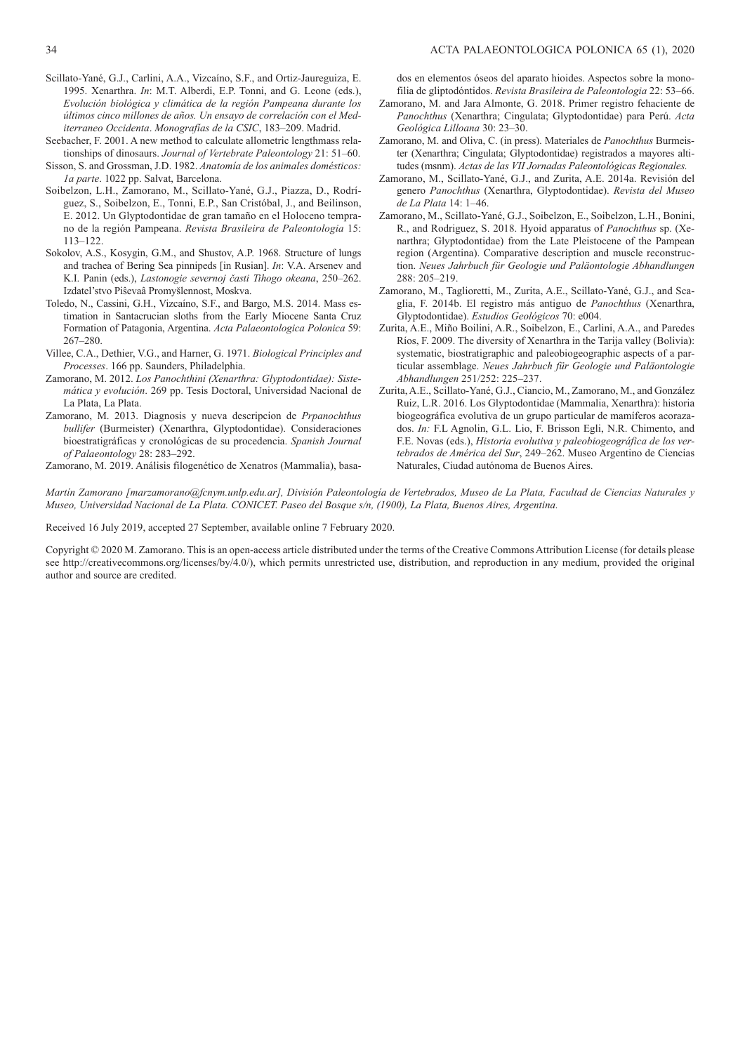Scillato-Yané, G.J., Carlini, A.A., Vizcaíno, S.F., and Ortiz-Jaureguiza, E. 1995. Xenarthra. *In*: M.T. Alberdi, E.P. Tonni, and G. Leone (eds.), *Evolución biológica y climática de la región Pampeana durante los últimos cinco millones de años. Un ensayo de correlación con el Mediterraneo Occidenta*. *Monografías de la CSIC*, 183–209. Madrid.

Seebacher, F. 2001. A new method to calculate allometric lengthmass relationships of dinosaurs. *Journal of Vertebrate Paleontology* 21: 51–60.

Sisson, S. and Grossman, J.D. 1982. *Anatomía de los animales domésticos: 1a parte*. 1022 pp. Salvat, Barcelona.

Soibelzon, L.H., Zamorano, M., Scillato-Yané, G.J., Piazza, D., Rodríguez, S., Soibelzon, E., Tonni, E.P., San Cristóbal, J., and Beilinson, E. 2012. Un Glyptodontidae de gran tamaño en el Holoceno temprano de la región Pampeana. *Revista Brasileira de Paleontologia* 15: 113–122.

Sokolov, A.S., Kosygin, G.M., and Shustov, A.P. 1968. Structure of lungs and trachea of Bering Sea pinnipeds [in Rusian]. *In*: V.A. Arsenev and K.I. Panin (eds.), *Lastonogie severnoj časti Tihogo okeana*, 250–262. Izdatel'stvo Piŝevaâ Promyšlennost, Moskva.

Toledo, N., Cassini, G.H., Vizcaíno, S.F., and Bargo, M.S. 2014. Mass estimation in Santacrucian sloths from the Early Miocene Santa Cruz Formation of Patagonia, Argentina. *Acta Palaeontologica Polonica* 59: 267–280.

Villee, C.A., Dethier, V.G., and Harner, G. 1971. *Biological Principles and Processes*. 166 pp. Saunders, Philadelphia.

Zamorano, M. 2012. *Los Panochthini (Xenarthra: Glyptodontidae): Sistemática y evolución*. 269 pp. Tesis Doctoral, Universidad Nacional de La Plata, La Plata.

Zamorano, M. 2013. Diagnosis y nueva descripcion de *Prpanochthus bullifer* (Burmeister) (Xenarthra, Glyptodontidae). Consideraciones bioestratigráficas y cronológicas de su procedencia. *Spanish Journal of Palaeontology* 28: 283–292.

Zamorano, M. 2019. Análisis filogenético de Xenatros (Mammalia), basados en elementos óseos del aparato hioides. Aspectos sobre la monofilia de gliptodóntidos. *Revista Brasileira de Paleontologia* 22: 53–66.

Zamorano, M. and Jara Almonte, G. 2018. Primer registro fehaciente de *Panochthus* (Xenarthra; Cingulata; Glyptodontidae) para Perú. *Acta Geológica Lilloana* 30: 23–30.

Zamorano, M. and Oliva, C. (in press). Materiales de *Panochthus* Burmeister (Xenarthra; Cingulata; Glyptodontidae) registrados a mayores altitudes (msnm). *Actas de las VII Jornadas Paleontológicas Regionales.*

Zamorano, M., Scillato-Yané, G.J., and Zurita, A.E. 2014a. Revisión del genero *Panochthus* (Xenarthra, Glyptodontidae). *Revista del Museo de La Plata* 14: 1–46.

Zamorano, M., Scillato-Yané, G.J., Soibelzon, E., Soibelzon, L.H., Bonini, R., and Rodriguez, S. 2018. Hyoid apparatus of *Panochthus* sp. (Xenarthra; Glyptodontidae) from the Late Pleistocene of the Pampean region (Argentina). Comparative description and muscle reconstruction. *Neues Jahrbuch für Geologie und Paläontologie Abhandlungen* 288: 205–219.

Zamorano, M., Taglioretti, M., Zurita, A.E., Scillato-Yané, G.J., and Scaglia, F. 2014b. El registro más antiguo de *Panochthus* (Xenarthra, Glyptodontidae). *Estudios Geológicos* 70: e004.

Zurita, A.E., Miño Boilini, A.R., Soibelzon, E., Carlini, A.A., and Paredes Ríos, F. 2009. The diversity of Xenarthra in the Tarija valley (Bolivia): systematic, biostratigraphic and paleobiogeographic aspects of a particular assemblage. *Neues Jahrbuch für Geologie und Paläontologie Abhandlungen* 251/252: 225–237.

Zurita, A.E., Scillato-Yané, G.J., Ciancio, M., Zamorano, M., and González Ruiz, L.R. 2016. Los Glyptodontidae (Mammalia, Xenarthra): historia biogeográfica evolutiva de un grupo particular de mamíferos acorazados. *In:* F.L Agnolin, G.L. Lio, F. Brisson Egli, N.R. Chimento, and F.E. Novas (eds.), *Historia evolutiva y paleobiogeográfica de los vertebrados de América del Sur*, 249–262. Museo Argentino de Ciencias Naturales, Ciudad autónoma de Buenos Aires.

*Martín Zamorano [marzamorano@fcnym.unlp.edu.ar], División Paleontología de Vertebrados, Museo de La Plata, Facultad de Ciencias Naturales y Museo, Universidad Nacional de La Plata. CONICET. Paseo del Bosque s/n, (1900), La Plata, Buenos Aires, Argentina.*

Received 16 July 2019, accepted 27 September, available online 7 February 2020.

Copyright © 2020 M. Zamorano. This is an open-access article distributed under the terms of the Creative Commons Attribution License (for details please see http://creativecommons.org/licenses/by/4.0/), which permits unrestricted use, distribution, and reproduction in any medium, provided the original author and source are credited.